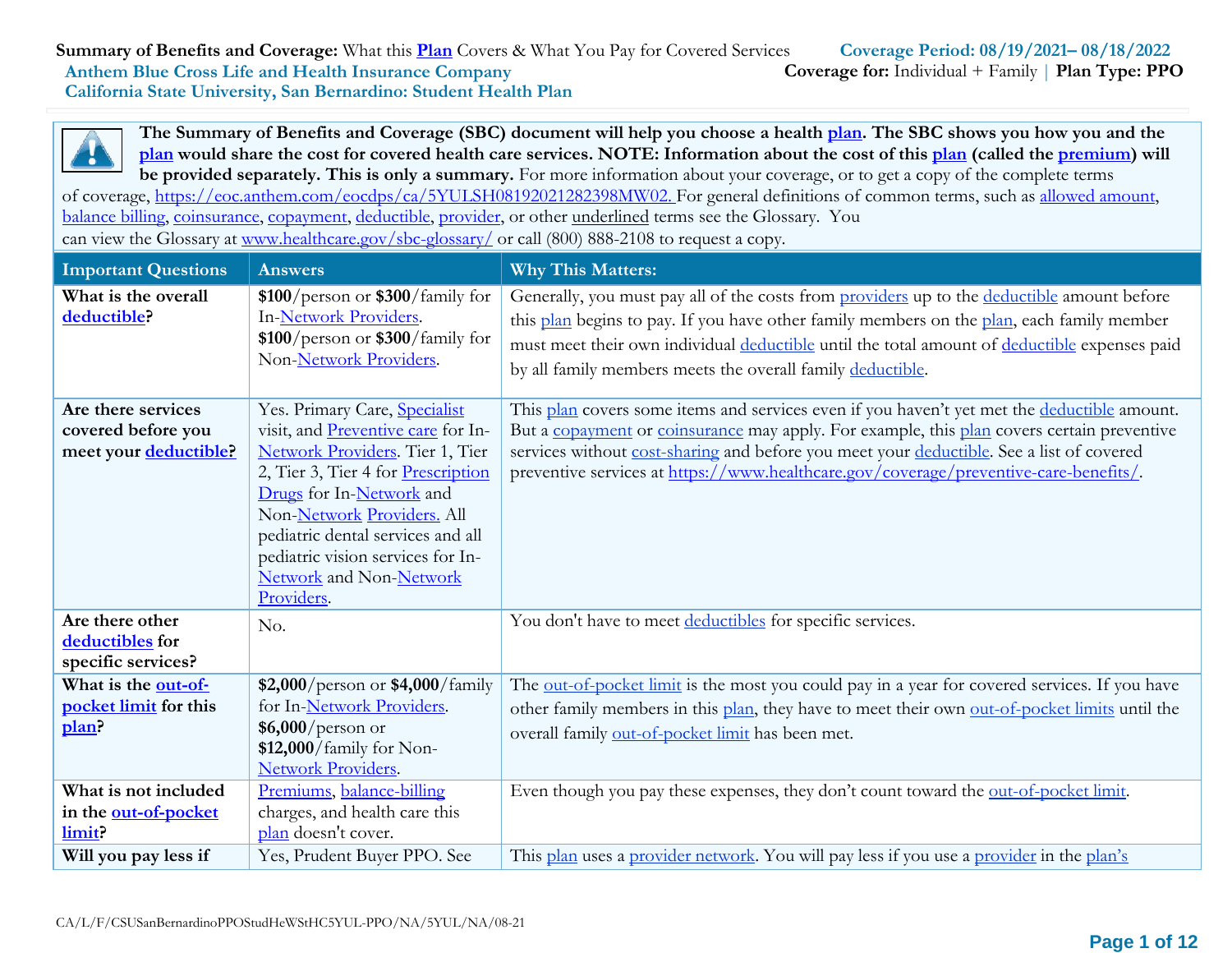**Summary of Benefits and Coverage:** What this **Plan** Covers & What You Pay for Covered Services **Coverage Period: 08/19/2021– 08/18/2022**
**Anthem Blue Cross Life and Health Insurance Company** **Coverage for:** Individual + Family | **Plan Type: PPO**
**California State University, San Bernardino: Student Health Plan**

**The Summary of Benefits and Coverage (SBC) document will help you choose a health plan. The SBC shows you how you and the plan would share the cost for covered health care services. NOTE: Information about the cost of this plan (called the premium) will be provided separately. This is only a summary.** For more information about your coverage, or to get a copy of the complete terms of coverage, https://eoc.anthem.com/eocdps/ca/5YULSH08192021282398MW02. For general definitions of common terms, such as allowed amount, balance billing, coinsurance, copayment, deductible, provider, or other underlined terms see the Glossary. You can view the Glossary at www.healthcare.gov/sbc-glossary/ or call (800) 888-2108 to request a copy.

| Important Questions | Answers | Why This Matters: |
|---|---|---|
| **What is the overall deductible?** | **$100**/person or **$300**/family for In-Network Providers. **$100**/person or **$300**/family for Non-Network Providers. | Generally, you must pay all of the costs from providers up to the deductible amount before this plan begins to pay. If you have other family members on the plan, each family member must meet their own individual deductible until the total amount of deductible expenses paid by all family members meets the overall family deductible. |
| **Are there services covered before you meet your deductible?** | Yes. Primary Care, Specialist visit, and Preventive care for In-Network Providers. Tier 1, Tier 2, Tier 3, Tier 4 for Prescription Drugs for In-Network and Non-Network Providers. All pediatric dental services and all pediatric vision services for In-Network and Non-Network Providers. | This plan covers some items and services even if you haven't yet met the deductible amount. But a copayment or coinsurance may apply. For example, this plan covers certain preventive services without cost-sharing and before you meet your deductible. See a list of covered preventive services at https://www.healthcare.gov/coverage/preventive-care-benefits/. |
| **Are there other deductibles for specific services?** | No. | You don't have to meet deductibles for specific services. |
| **What is the out-of-pocket limit for this plan?** | **$2,000**/person or **$4,000**/family for In-Network Providers. **$6,000**/person or **$12,000**/family for Non-Network Providers. | The out-of-pocket limit is the most you could pay in a year for covered services. If you have other family members in this plan, they have to meet their own out-of-pocket limits until the overall family out-of-pocket limit has been met. |
| **What is not included in the out-of-pocket limit?** | Premiums, balance-billing charges, and health care this plan doesn't cover. | Even though you pay these expenses, they don't count toward the out-of-pocket limit. |
| **Will you pay less if** | Yes, Prudent Buyer PPO. See | This plan uses a provider network. You will pay less if you use a provider in the plan's |

CA/L/F/CSUSanBernardinoPPOStudHeWStHC5YUL-PPO/NA/5YUL/NA/08-21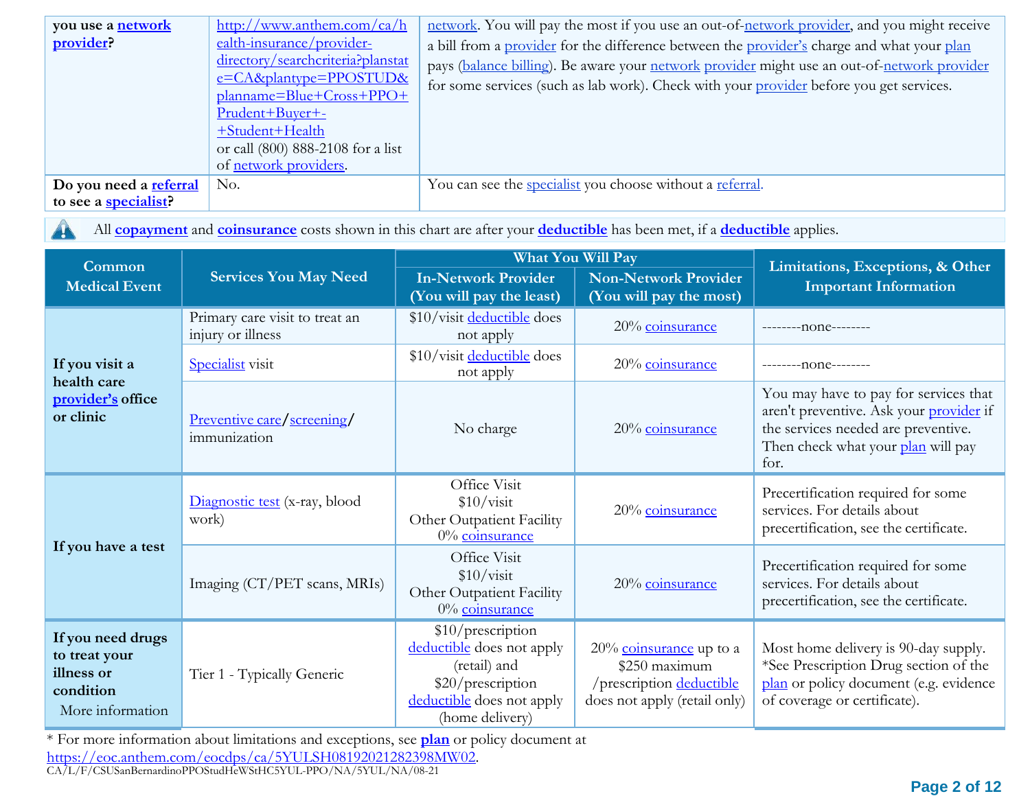| | | |
|---|---|---|
| **you use a network provider?** | http://www.anthem.com/ca/health-insurance/provider-directory/searchcriteria?planstate=CA&plantype=PPOSTUD&planname=Blue+Cross+PPO+Prudent+Buyer+-+Student+Health or call (800) 888-2108 for a list of network providers. | network. You will pay the most if you use an out-of-network provider, and you might receive a bill from a provider for the difference between the provider's charge and what your plan pays (balance billing). Be aware your network provider might use an out-of-network provider for some services (such as lab work). Check with your provider before you get services. |
| **Do you need a referral to see a specialist?** | No. | You can see the specialist you choose without a referral. |

All **copayment** and **coinsurance** costs shown in this chart are after your **deductible** has been met, if a **deductible** applies.

| Common Medical Event | Services You May Need | What You Will Pay | | Limitations, Exceptions, & Other Important Information |
|---|---|---|---|---|
| | | In-Network Provider (You will pay the least) | Non-Network Provider (You will pay the most) | |
| **If you visit a health care provider's office or clinic** | Primary care visit to treat an injury or illness | $10/visit deductible does not apply | 20% coinsurance | --------none-------- |
| | Specialist visit | $10/visit deductible does not apply | 20% coinsurance | --------none-------- |
| | Preventive care/screening/ immunization | No charge | 20% coinsurance | You may have to pay for services that aren't preventive. Ask your provider if the services needed are preventive. Then check what your plan will pay for. |
| **If you have a test** | Diagnostic test (x-ray, blood work) | Office Visit $10/visit Other Outpatient Facility 0% coinsurance | 20% coinsurance | Precertification required for some services. For details about precertification, see the certificate. |
| | Imaging (CT/PET scans, MRIs) | Office Visit $10/visit Other Outpatient Facility 0% coinsurance | 20% coinsurance | Precertification required for some services. For details about precertification, see the certificate. |
| **If you need drugs to treat your illness or condition** More information | Tier 1 - Typically Generic | $10/prescription deductible does not apply (retail) and $20/prescription deductible does not apply (home delivery) | 20% coinsurance up to a $250 maximum /prescription deductible does not apply (retail only) | Most home delivery is 90-day supply. *See Prescription Drug section of the plan or policy document (e.g. evidence of coverage or certificate). |

\* For more information about limitations and exceptions, see **plan** or policy document at https://eoc.anthem.com/eocdps/ca/5YULSH08192021282398MW02.

CA/L/F/CSUSanBernardinoPPOStudHeWStHC5YUL-PPO/NA/5YUL/NA/08-21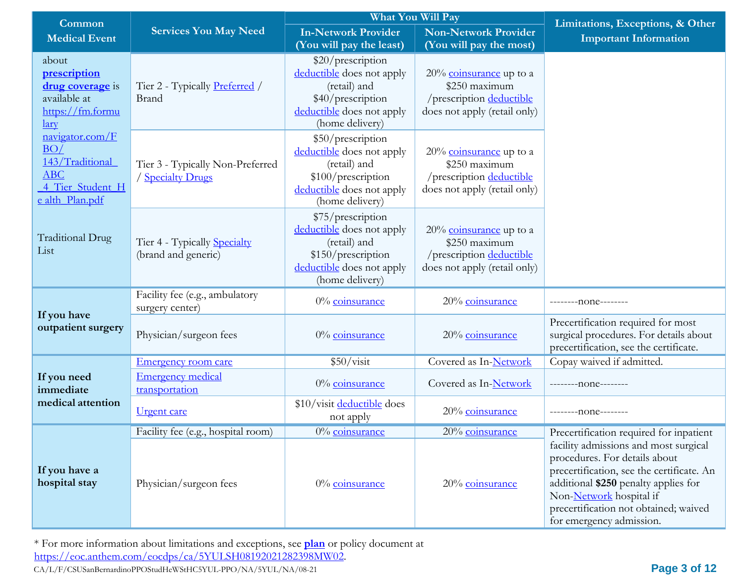| Common Medical Event | Services You May Need | What You Will Pay | | Limitations, Exceptions, & Other Important Information |
|---|---|---|---|---|
| | | In-Network Provider (You will pay the least) | Non-Network Provider (You will pay the most) | |
| about **prescription drug coverage** is available at https://fm.formularynavigator.com/FBO/143/Traditional_ABC_4_Tier_Student_Health_Plan.pdf | Tier 2 - Typically Preferred / Brand | $20/prescription deductible does not apply (retail) and $40/prescription deductible does not apply (home delivery) | 20% coinsurance up to a $250 maximum /prescription deductible does not apply (retail only) | |
| | Tier 3 - Typically Non-Preferred / Specialty Drugs | $50/prescription deductible does not apply (retail) and $100/prescription deductible does not apply (home delivery) | 20% coinsurance up to a $250 maximum /prescription deductible does not apply (retail only) | |
| Traditional Drug List | Tier 4 - Typically Specialty (brand and generic) | $75/prescription deductible does not apply (retail) and $150/prescription deductible does not apply (home delivery) | 20% coinsurance up to a $250 maximum /prescription deductible does not apply (retail only) | |
| **If you have outpatient surgery** | Facility fee (e.g., ambulatory surgery center) | 0% coinsurance | 20% coinsurance | --------none-------- |
| | Physician/surgeon fees | 0% coinsurance | 20% coinsurance | Precertification required for most surgical procedures. For details about precertification, see the certificate. |
| **If you need immediate medical attention** | Emergency room care | $50/visit | Covered as In-Network | Copay waived if admitted. |
| | Emergency medical transportation | 0% coinsurance | Covered as In-Network | --------none-------- |
| | Urgent care | $10/visit deductible does not apply | 20% coinsurance | --------none-------- |
| **If you have a hospital stay** | Facility fee (e.g., hospital room) | 0% coinsurance | 20% coinsurance | Precertification required for inpatient facility admissions and most surgical procedures. For details about precertification, see the certificate. An additional **$250** penalty applies for Non-Network hospital if precertification not obtained; waived for emergency admission. |
| | Physician/surgeon fees | 0% coinsurance | 20% coinsurance | |

* For more information about limitations and exceptions, see **plan** or policy document at https://eoc.anthem.com/eocdps/ca/5YULSH08192021282398MW02.

CA/L/F/CSUSanBernardinoPPOStudHeWStHC5YUL-PPO/NA/5YUL/NA/08-21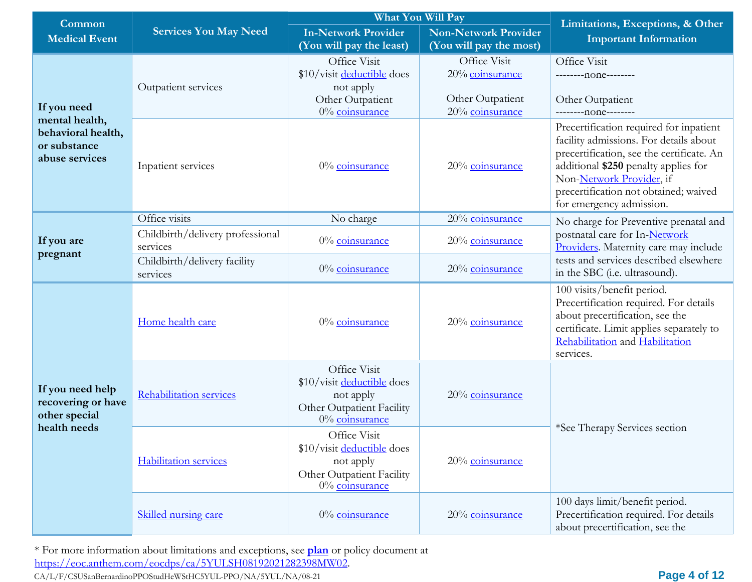| Common Medical Event | Services You May Need | What You Will Pay | | Limitations, Exceptions, & Other Important Information |
|---|---|---|---|---|
| | | In-Network Provider (You will pay the least) | Non-Network Provider (You will pay the most) | |
| If you need mental health, behavioral health, or substance abuse services | Outpatient services | Office Visit<br>$10/visit deductible does not apply<br>Other Outpatient<br>0% coinsurance | Office Visit<br>20% coinsurance<br><br>Other Outpatient<br>20% coinsurance | Office Visit<br>--------none--------<br><br>Other Outpatient<br>--------none-------- |
| | Inpatient services | 0% coinsurance | 20% coinsurance | Precertification required for inpatient facility admissions. For details about precertification, see the certificate. An additional **$250** penalty applies for Non-Network Provider, if precertification not obtained; waived for emergency admission. |
| If you are pregnant | Office visits | No charge | 20% coinsurance | No charge for Preventive prenatal and postnatal care for In-Network Providers. Maternity care may include tests and services described elsewhere in the SBC (i.e. ultrasound). |
| | Childbirth/delivery professional services | 0% coinsurance | 20% coinsurance | |
| | Childbirth/delivery facility services | 0% coinsurance | 20% coinsurance | |
| If you need help recovering or have other special health needs | Home health care | 0% coinsurance | 20% coinsurance | 100 visits/benefit period. Precertification required. For details about precertification, see the certificate. Limit applies separately to Rehabilitation and Habilitation services. |
| | Rehabilitation services | Office Visit<br>$10/visit deductible does not apply<br>Other Outpatient Facility<br>0% coinsurance | 20% coinsurance | *See Therapy Services section |
| | Habilitation services | Office Visit<br>$10/visit deductible does not apply<br>Other Outpatient Facility<br>0% coinsurance | 20% coinsurance | |
| | Skilled nursing care | 0% coinsurance | 20% coinsurance | 100 days limit/benefit period. Precertification required. For details about precertification, see the |

* For more information about limitations and exceptions, see **plan** or policy document at https://eoc.anthem.com/eocdps/ca/5YULSH08192021282398MW02.

CA/L/F/CSUSanBernardinoPPOStudHeWStHC5YUL-PPO/NA/5YUL/NA/08-21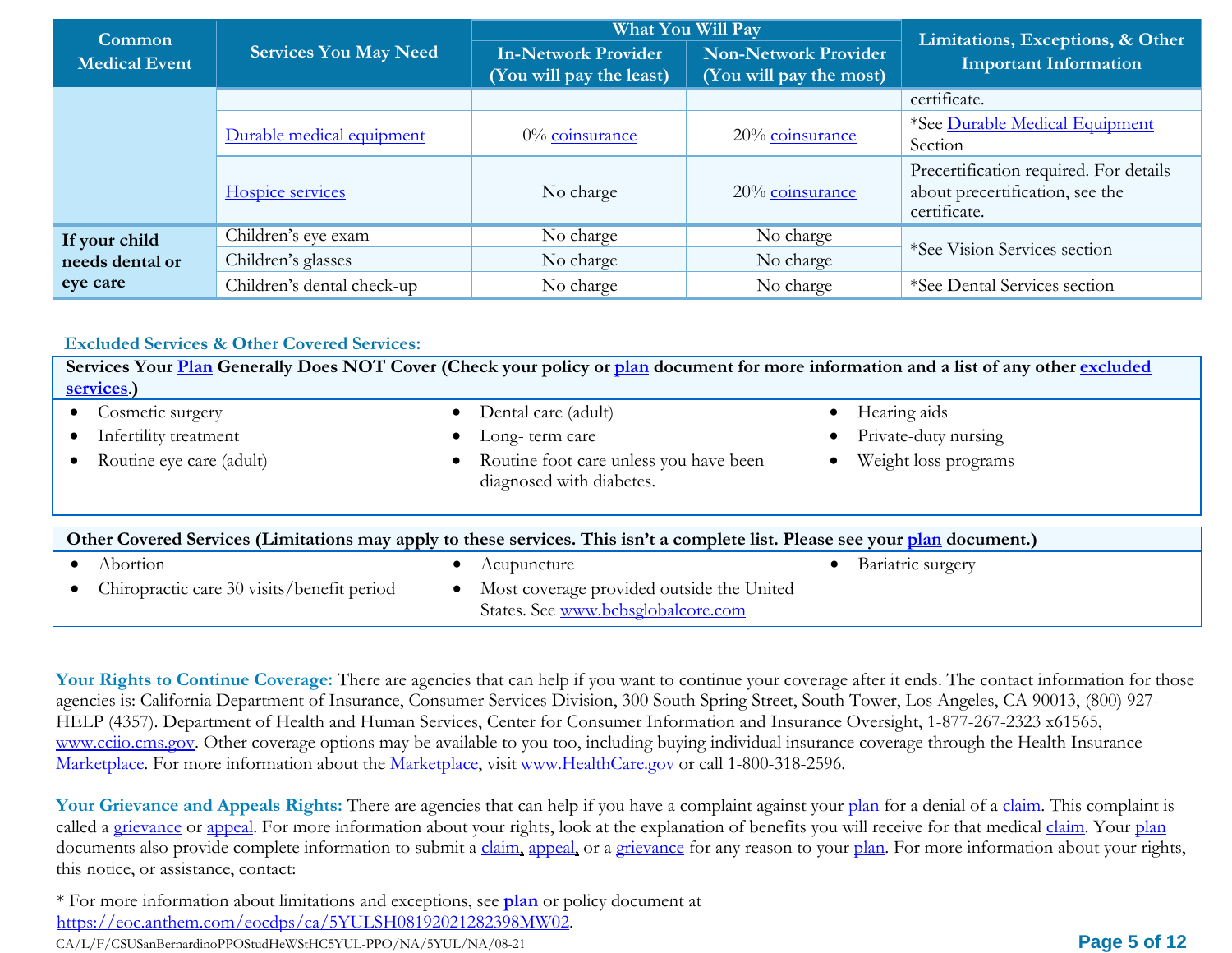| Common Medical Event | Services You May Need | What You Will Pay | | Limitations, Exceptions, & Other Important Information |
|---|---|---|---|---|
| | | In-Network Provider (You will pay the least) | Non-Network Provider (You will pay the most) | |
| | | | | certificate. |
| | Durable medical equipment | 0% coinsurance | 20% coinsurance | *See Durable Medical Equipment Section |
| | Hospice services | No charge | 20% coinsurance | Precertification required. For details about precertification, see the certificate. |
| If your child needs dental or eye care | Children's eye exam | No charge | No charge | *See Vision Services section |
| | Children's glasses | No charge | No charge | |
| | Children's dental check-up | No charge | No charge | *See Dental Services section |

### Excluded Services & Other Covered Services:

**Services Your Plan Generally Does NOT Cover (Check your policy or plan document for more information and a list of any other excluded services.)**

- Cosmetic surgery
- Infertility treatment
- Routine eye care (adult)
- Dental care (adult)
- Long- term care
- Routine foot care unless you have been diagnosed with diabetes.
- Hearing aids
- Private-duty nursing
- Weight loss programs

**Other Covered Services (Limitations may apply to these services. This isn't a complete list. Please see your plan document.)**

- Abortion
- Chiropractic care 30 visits/benefit period
- Acupuncture
- Most coverage provided outside the United States. See www.bcbsglobalcore.com
- Bariatric surgery

**Your Rights to Continue Coverage:** There are agencies that can help if you want to continue your coverage after it ends. The contact information for those agencies is: California Department of Insurance, Consumer Services Division, 300 South Spring Street, South Tower, Los Angeles, CA 90013, (800) 927-HELP (4357). Department of Health and Human Services, Center for Consumer Information and Insurance Oversight, 1-877-267-2323 x61565, www.cciio.cms.gov. Other coverage options may be available to you too, including buying individual insurance coverage through the Health Insurance Marketplace. For more information about the Marketplace, visit www.HealthCare.gov or call 1-800-318-2596.

**Your Grievance and Appeals Rights:** There are agencies that can help if you have a complaint against your plan for a denial of a claim. This complaint is called a grievance or appeal. For more information about your rights, look at the explanation of benefits you will receive for that medical claim. Your plan documents also provide complete information to submit a claim, appeal, or a grievance for any reason to your plan. For more information about your rights, this notice, or assistance, contact:

* For more information about limitations and exceptions, see **plan** or policy document at https://eoc.anthem.com/eocdps/ca/5YULSH08192021282398MW02.

CA/L/F/CSUSanBernardinoPPOStudHeWStHC5YUL-PPO/NA/5YUL/NA/08-21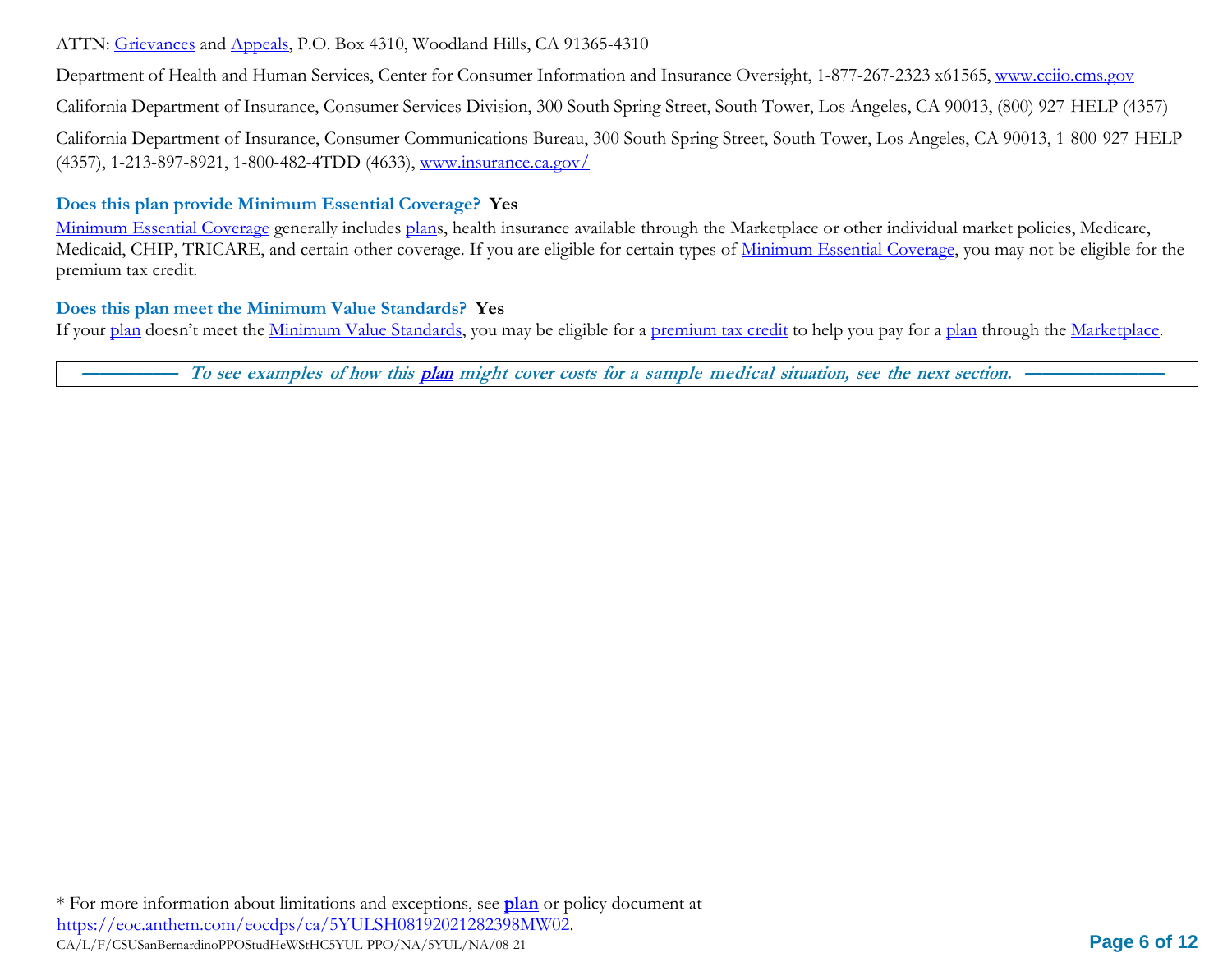ATTN: Grievances and Appeals, P.O. Box 4310, Woodland Hills, CA 91365-4310

Department of Health and Human Services, Center for Consumer Information and Insurance Oversight, 1-877-267-2323 x61565, www.cciio.cms.gov

California Department of Insurance, Consumer Services Division, 300 South Spring Street, South Tower, Los Angeles, CA 90013, (800) 927-HELP (4357)

California Department of Insurance, Consumer Communications Bureau, 300 South Spring Street, South Tower, Los Angeles, CA 90013, 1-800-927-HELP (4357), 1-213-897-8921, 1-800-482-4TDD (4633), www.insurance.ca.gov/

**Does this plan provide Minimum Essential Coverage? Yes**

Minimum Essential Coverage generally includes plans, health insurance available through the Marketplace or other individual market policies, Medicare, Medicaid, CHIP, TRICARE, and certain other coverage. If you are eligible for certain types of Minimum Essential Coverage, you may not be eligible for the premium tax credit.

**Does this plan meet the Minimum Value Standards? Yes**

If your plan doesn't meet the Minimum Value Standards, you may be eligible for a premium tax credit to help you pay for a plan through the Marketplace.

***To see examples of how this plan might cover costs for a sample medical situation, see the next section.***

\* For more information about limitations and exceptions, see **plan** or policy document at https://eoc.anthem.com/eocdps/ca/5YULSH08192021282398MW02.

CA/L/F/CSUSanBernardinoPPOStudHeWStHC5YUL-PPO/NA/5YUL/NA/08-21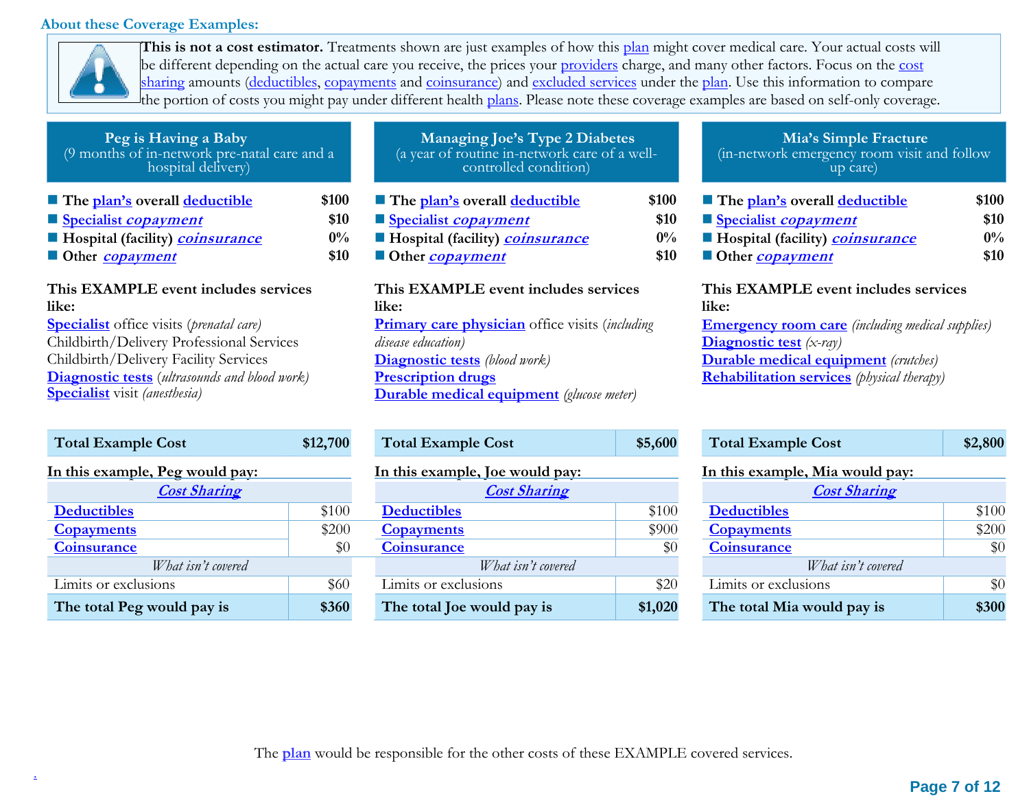## About these Coverage Examples:

**This is not a cost estimator.** Treatments shown are just examples of how this plan might cover medical care. Your actual costs will be different depending on the actual care you receive, the prices your providers charge, and many other factors. Focus on the cost sharing amounts (deductibles, copayments and coinsurance) and excluded services under the plan. Use this information to compare the portion of costs you might pay under different health plans. Please note these coverage examples are based on self-only coverage.

### Peg is Having a Baby
(9 months of in-network pre-natal care and a hospital delivery)

- **The plan's overall deductible** **$100**
- **Specialist *copayment*** **$10**
- **Hospital (facility) *coinsurance*** **0%**
- **Other *copayment*** **$10**

**This EXAMPLE event includes services like:**
**Specialist** office visits (*prenatal care*)
Childbirth/Delivery Professional Services
Childbirth/Delivery Facility Services
**Diagnostic tests** (*ultrasounds and blood work*)
**Specialist** visit (*anesthesia*)

| **Total Example Cost** | **$12,700** |
|---|---|

**In this example, Peg would pay:**

| *Cost Sharing* | |
|---|---|
| **Deductibles** | $100 |
| **Copayments** | $200 |
| **Coinsurance** | $0 |
| *What isn't covered* | |
| Limits or exclusions | $60 |
| **The total Peg would pay is** | **$360** |

### Managing Joe's Type 2 Diabetes
(a year of routine in-network care of a well-controlled condition)

- **The plan's overall deductible** **$100**
- **Specialist *copayment*** **$10**
- **Hospital (facility) *coinsurance*** **0%**
- **Other *copayment*** **$10**

**This EXAMPLE event includes services like:**
**Primary care physician** office visits (*including disease education*)
**Diagnostic tests** (*blood work*)
**Prescription drugs**
**Durable medical equipment** (*glucose meter*)

| **Total Example Cost** | **$5,600** |
|---|---|

**In this example, Joe would pay:**

| *Cost Sharing* | |
|---|---|
| **Deductibles** | $100 |
| **Copayments** | $900 |
| **Coinsurance** | $0 |
| *What isn't covered* | |
| Limits or exclusions | $20 |
| **The total Joe would pay is** | **$1,020** |

### Mia's Simple Fracture
(in-network emergency room visit and follow up care)

- **The plan's overall deductible** **$100**
- **Specialist *copayment*** **$10**
- **Hospital (facility) *coinsurance*** **0%**
- **Other *copayment*** **$10**

**This EXAMPLE event includes services like:**
**Emergency room care** (*including medical supplies*)
**Diagnostic test** (*x-ray*)
**Durable medical equipment** (*crutches*)
**Rehabilitation services** (*physical therapy*)

| **Total Example Cost** | **$2,800** |
|---|---|

**In this example, Mia would pay:**

| *Cost Sharing* | |
|---|---|
| **Deductibles** | $100 |
| **Copayments** | $200 |
| **Coinsurance** | $0 |
| *What isn't covered* | |
| Limits or exclusions | $0 |
| **The total Mia would pay is** | **$300** |

The plan would be responsible for the other costs of these EXAMPLE covered services.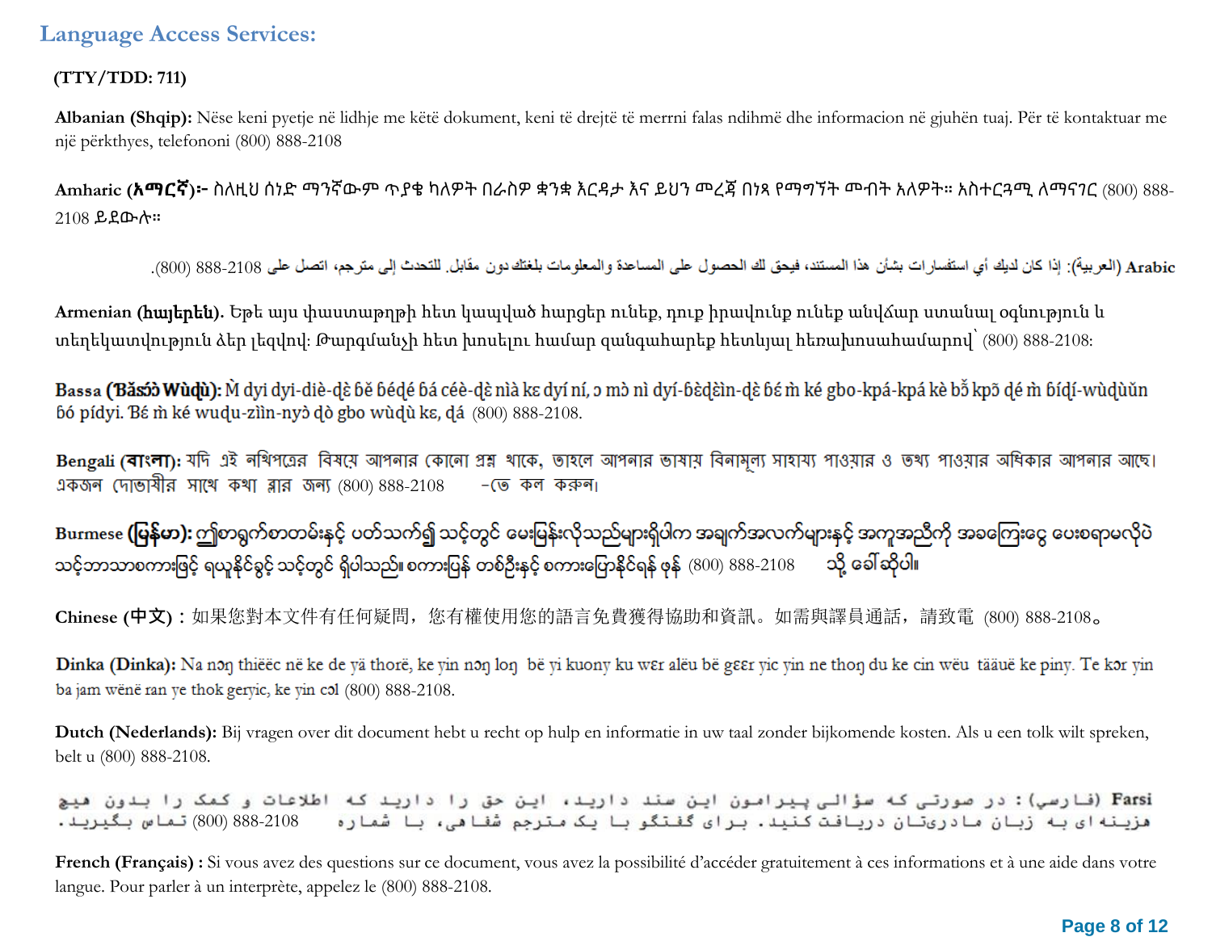## Language Access Services:

**(TTY/TDD: 711)**

**Albanian (Shqip):** Nëse keni pyetje në lidhje me këtë dokument, keni të drejtë të merrni falas ndihmë dhe informacion në gjuhën tuaj. Për të kontaktuar me një përkthyes, telefononi (800) 888-2108

**Amharic (አማርኛ)፦** ስለዚህ ሰነድ ማንኛውም ጥያቄ ካለዎት በራስዎ ቋንቋ እርዳታ እና ይህን መረጃ በነጻ የማግኘት መብት አለዎት። አስተርጓሚ ለማናገር (800) 888-2108 ይደውሉ።

**Arabic (العربية):** إذا كان لديك أي استفسارات بشأن هذا المستند، فيحق لك الحصول على المساعدة والمعلومات بلغتك دون مقابل. للتحدث إلى مترجم، اتصل على 888-2108 (800).

**Armenian (հայերեն).** Եթե այս փաստաթղթի հետ կապված հարցեր ունեք, դուք իրավունք ունեք անվճար ստանալ օգնություն և տեղեկատվություն ձեր լեզվով: Թարգմանչի հետ խոսելու համար զանգահարեք հետևյալ հեռախոսահամարով՝ (800) 888-2108:

**Bassa (Ɓǎsɔ́ɔ̀ Wùɖù):** Ɔ̀ dyi dyi-diè-ɖɛ̀ ɓě ɓéɖé ɓá céè-ɖɛ̀ nìà kɛ dyí ní, ɔ mɔ̀ nì dyí-ɓèɖèìn-ɖɛ̀ ɓɛ́ m̀ ké gbo-kpá-kpá kè bɔ̃̌ kpɔ̃ ɖé m̀ ɓíɖí-wùɖùǔn ɓó pídyi. Ɓɛ́ m̀ ké wuɖu-zììn-nyɔ̀ ɖò gbo wùɖù kɛ, ɖá (800) 888-2108.

**Bengali (বাংলা):** যদি এই নথিপত্রের বিষয়ে আপনার কোনো প্রশ্ন থাকে, তাহলে আপনার ভাষায় বিনামূল্য সাহায্য পাওয়ার ও তথ্য পাওয়ার অধিকার আপনার আছে। একজন দোভাষীর সাথে কথা বলার জন্য (800) 888-2108 -তে কল করুন।

**Burmese (မြန်မာ):** ဤစာရွက်စာတမ်းနှင့် ပတ်သက်၍ သင့်တွင် မေးမြန်းလိုသည်များရှိပါက အချက်အလက်များနှင့် အကူအညီကို အခကြေးငွေ ပေးစရာမလိုပဲ သင့်ဘာသာစကားဖြင့် ရယူနိုင်ခွင့် သင့်တွင် ရှိပါသည်။ စကားပြန် တစ်ဦးနှင့် စကားပြောနိုင်ရန် ဖုန် (800) 888-2108 သို့ ခေါ်ဆိုပါ။

**Chinese (中文)：**如果您對本文件有任何疑問，您有權使用您的語言免費獲得協助和資訊。如需與譯員通話，請致電 (800) 888-2108。

**Dinka (Dinka):** Na nɔŋ thiëëc në ke de yä thorë, ke yin nɔŋ loŋ bë yi kuony ku wɛr alëu bë gɛɛr yic yin ne thoŋ du ke cin wëu tääuë ke piny. Te kɔr yin ba jam wënë ran ye thok geryic, ke yin cɔl (800) 888-2108.

**Dutch (Nederlands):** Bij vragen over dit document hebt u recht op hulp en informatie in uw taal zonder bijkomende kosten. Als u een tolk wilt spreken, belt u (800) 888-2108.

**Farsi (فارسی):** در صورتی که سؤالی پیرامون این سند دارید، این حق را دارید که اطلاعات و کمک را بدون هیچ هزینه ای به زبان مادری‌تان دریافت کنید. برای گفتگو با یک مترجم شفاهی، با شماره 888-2108 (800) تماس بگیرید.

**French (Français) :** Si vous avez des questions sur ce document, vous avez la possibilité d'accéder gratuitement à ces informations et à une aide dans votre langue. Pour parler à un interprète, appelez le (800) 888-2108.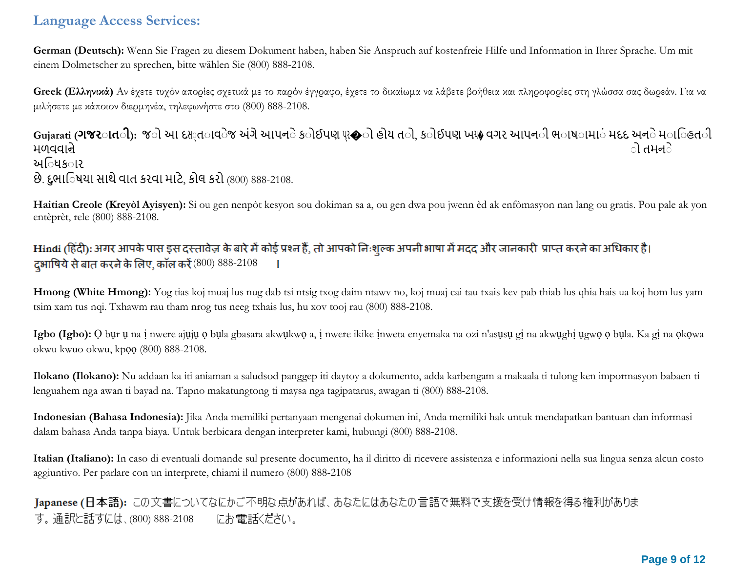## Language Access Services:

**German (Deutsch):** Wenn Sie Fragen zu diesem Dokument haben, haben Sie Anspruch auf kostenfreie Hilfe und Information in Ihrer Sprache. Um mit einem Dolmetscher zu sprechen, bitte wählen Sie (800) 888-2108.

**Greek (Ελληνικά)** Αν έχετε τυχόν απορίες σχετικά με το παρόν έγγραφο, έχετε το δικαίωμα να λάβετε βοήθεια και πληροφορίες στη γλώσσα σας δωρεάν. Για να μιλήσετε με κάποιον διερμηνέα, τηλεφωνήστε στο (800) 888-2108.

**Gujarati (ગુજરાતી):** જો આ દસ્તાવેજ અંગે આપને કોઈપણ પ્રશ્નો હોય તો, કોઈપણ ખર્ચ વગર આપની ભાષામાં મદદ અને માહિતી મળવવાનો તમને અધિકાર છે. દુભાષિયા સાથે વાત કરવા માટે, કોલ કરો (800) 888-2108.

**Haitian Creole (Kreyòl Ayisyen):** Si ou gen nenpòt kesyon sou dokiman sa a, ou gen dwa pou jwenn èd ak enfòmasyon nan lang ou gratis. Pou pale ak yon entèprèt, rele (800) 888-2108.

**Hindi (हिंदी):** अगर आपके पास इस दस्तावेज़ के बारे में कोई प्रश्न हैं, तो आपको निःशुल्क अपनी भाषा में मदद और जानकारी प्राप्त करने का अधिकार है। दुभाषिये से बात करने के लिए, कॉल करें (800) 888-2108 ।

**Hmong (White Hmong):** Yog tias koj muaj lus nug dab tsi ntsig txog daim ntawv no, koj muaj cai tau txais kev pab thiab lus qhia hais ua koj hom lus yam tsim xam tus nqi. Txhawm rau tham nrog tus neeg txhais lus, hu xov tooj rau (800) 888-2108.

**Igbo (Igbo):** Ọ bụr ụ na ị nwere ajụjụ ọ bụla gbasara akwụkwọ a, ị nwere ikike ịnweta enyemaka na ozi n'asụsụ gị na akwụghị ụgwọ ọ bụla. Ka gị na ọkọwa okwu kwuo okwu, kpọọ (800) 888-2108.

**Ilokano (Ilokano):** Nu addaan ka iti aniaman a saludsod panggep iti daytoy a dokumento, adda karbengam a makaala ti tulong ken impormasyon babaen ti lenguahem nga awan ti bayad na. Tapno makatungtong ti maysa nga tagipatarus, awagan ti (800) 888-2108.

**Indonesian (Bahasa Indonesia):** Jika Anda memiliki pertanyaan mengenai dokumen ini, Anda memiliki hak untuk mendapatkan bantuan dan informasi dalam bahasa Anda tanpa biaya. Untuk berbicara dengan interpreter kami, hubungi (800) 888-2108.

**Italian (Italiano):** In caso di eventuali domande sul presente documento, ha il diritto di ricevere assistenza e informazioni nella sua lingua senza alcun costo aggiuntivo. Per parlare con un interprete, chiami il numero (800) 888-2108

**Japanese (日本語):** この文書についてなにかご不明な点があれば、あなたにはあなたの言語で無料で支援を受け情報を得る権利があります。通訳と話すには、(800) 888-2108 にお電話ください。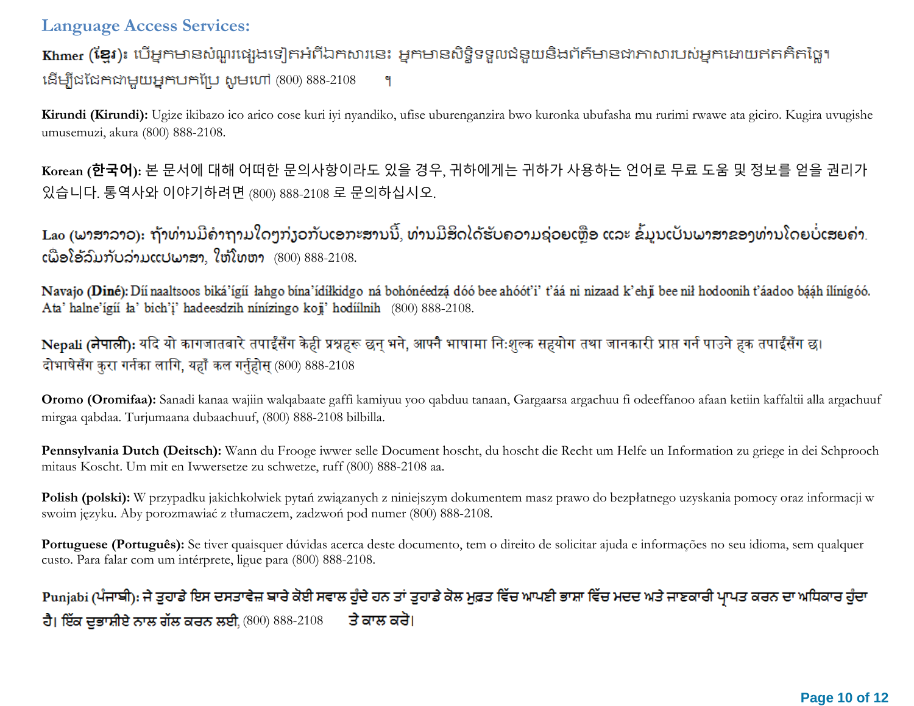## Language Access Services:

**Khmer (ខ្មែរ):** បើអ្នកមានសំណួរផ្សេងទៀតអំពីឯកសារនេះ អ្នកមានសិទ្ធិទទួលជំនួយនិងព័ត៌មានជាភាសារបស់អ្នកដោយឥតគិតថ្លៃ។ ដើម្បីជជែកជាមួយអ្នកបកប្រែ សូមហៅ (800) 888-2108 ។

**Kirundi (Kirundi):** Ugize ikibazo ico arico cose kuri iyi nyandiko, ufise uburenganzira bwo kuronka ubufasha mu rurimi rwawe ata giciro. Kugira uvugishe umusemuzi, akura (800) 888-2108.

**Korean (한국어):** 본 문서에 대해 어떠한 문의사항이라도 있을 경우, 귀하에게는 귀하가 사용하는 언어로 무료 도움 및 정보를 얻을 권리가 있습니다. 통역사와 이야기하려면 (800) 888-2108 로 문의하십시오.

**Lao (ພາສາລາວ):** ຖ້າທ່ານມີຄໍາຖາມໃດໆກ່ຽວກັບເອກະສານນີ້, ທ່ານມີສິດໄດ້ຮັບຄວາມຊ່ວຍເຫຼືອ ແລະ ຂໍ້ມູນເປັນພາສາຂອງທ່ານໂດຍບໍ່ເສຍຄ່າ. ເພື່ອໂອ້ລົມກັບລ່າມແປພາສາ, ໃຫ້ໂທຫາ (800) 888-2108.

**Navajo (Diné):** Díí naaltsoos biká'ígíí łahgo bína'ídílkidgo ná bohónéedzą́ dóó bee ahóót'i' t'áá ni nizaad k'ehjį bee nił hodoonih t'áadoo bą́ąh ílínígóó. Ata' halne'ígíí ła' bich'į' hadeesdzih nínízingo kojį' hodíílnih (800) 888-2108.

**Nepali (नेपाली):** यदि यो कागजातबारे तपाईंसँग केही प्रश्नहरू छन् भने, आफ्नै भाषामा निःशुल्क सहयोग तथा जानकारी प्राप्त गर्न पाउने हक तपाईंसँग छ। दोभाषेसँग कुरा गर्नका लागि, यहाँ कल गर्नुहोस् (800) 888-2108

**Oromo (Oromifaa):** Sanadi kanaa wajiin walqabaate gaffi kamiyuu yoo qabduu tanaan, Gargaarsa argachuu fi odeeffanoo afaan ketiin kaffaltii alla argachuuf mirgaa qabdaa. Turjumaana dubaachuuf, (800) 888-2108 bilbilla.

**Pennsylvania Dutch (Deitsch):** Wann du Frooge iwwer selle Document hoscht, du hoscht die Recht um Helfe un Information zu griege in dei Schprooch mitaus Koscht. Um mit en Iwwersetze zu schwetze, ruff (800) 888-2108 aa.

**Polish (polski):** W przypadku jakichkolwiek pytań związanych z niniejszym dokumentem masz prawo do bezpłatnego uzyskania pomocy oraz informacji w swoim języku. Aby porozmawiać z tłumaczem, zadzwoń pod numer (800) 888-2108.

**Portuguese (Português):** Se tiver quaisquer dúvidas acerca deste documento, tem o direito de solicitar ajuda e informações no seu idioma, sem qualquer custo. Para falar com um intérprete, ligue para (800) 888-2108.

**Punjabi (ਪੰਜਾਬੀ):** ਜੇ ਤੁਹਾਡੇ ਇਸ ਦਸਤਾਵੇਜ਼ ਬਾਰੇ ਕੋਈ ਸਵਾਲ ਹੁੰਦੇ ਹਨ ਤਾਂ ਤੁਹਾਡੇ ਕੋਲ ਮੁਫ਼ਤ ਵਿੱਚ ਆਪਣੀ ਭਾਸ਼ਾ ਵਿੱਚ ਮਦਦ ਅਤੇ ਜਾਣਕਾਰੀ ਪ੍ਰਾਪਤ ਕਰਨ ਦਾ ਅਧਿਕਾਰ ਹੁੰਦਾ ਹੈ। ਇੱਕ ਦੁਭਾਸ਼ੀਏ ਨਾਲ ਗੱਲ ਕਰਨ ਲਈ, (800) 888-2108 ਤੇ ਕਾਲ ਕਰੋ।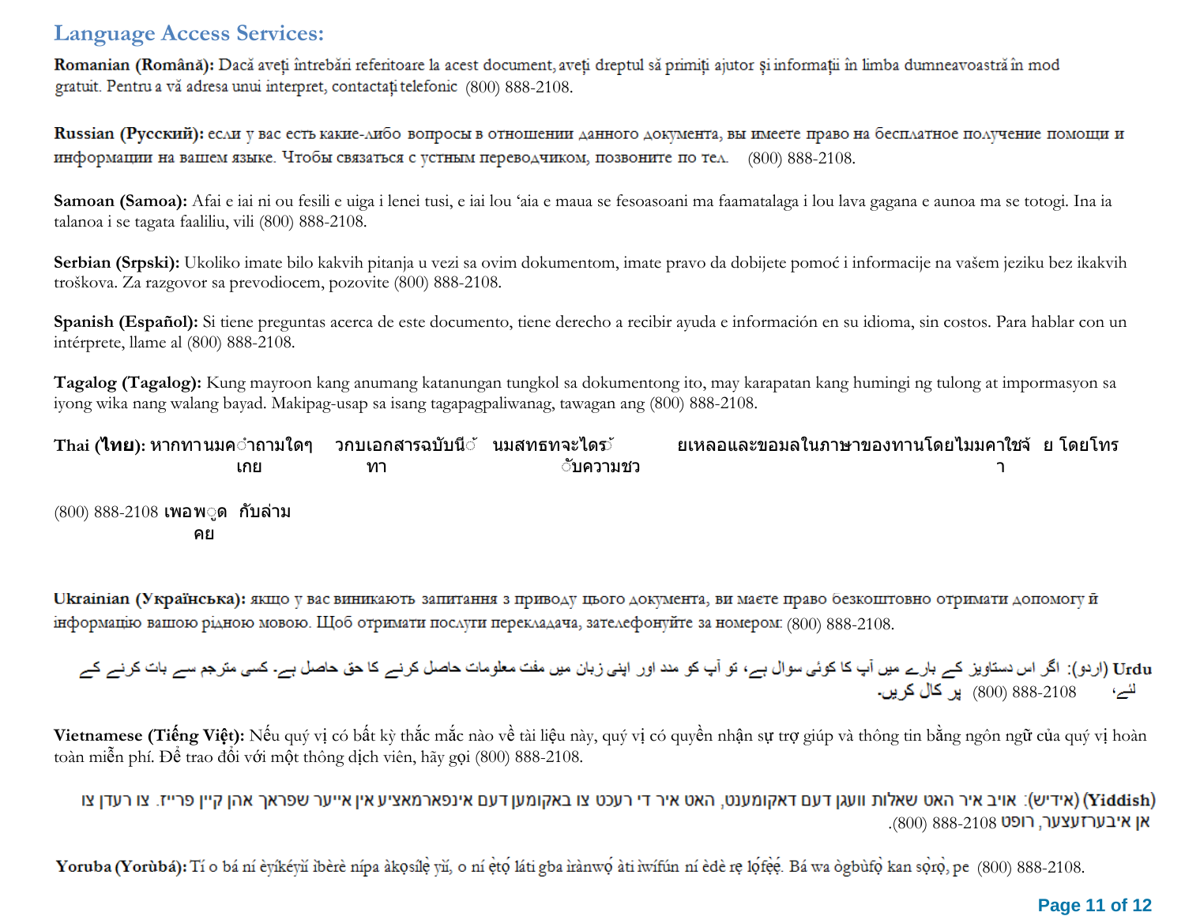## Language Access Services:

**Romanian (Română):** Dacă aveți întrebări referitoare la acest document, aveți dreptul să primiți ajutor și informații în limba dumneavoastră în mod gratuit. Pentru a vă adresa unui interpret, contactați telefonic (800) 888-2108.

**Russian (Русский):** если у вас есть какие-либо вопросы в отношении данного документа, вы имеете право на бесплатное получение помощи и информации на вашем языке. Чтобы связаться с устным переводчиком, позвоните по тел. (800) 888-2108.

**Samoan (Samoa):** Afai e iai ni ou fesili e uiga i lenei tusi, e iai lou ʻaia e maua se fesoasoani ma faamatalaga i lou lava gagana e aunoa ma se totogi. Ina ia talanoa i se tagata faaliliu, vili (800) 888-2108.

**Serbian (Srpski):** Ukoliko imate bilo kakvih pitanja u vezi sa ovim dokumentom, imate pravo da dobijete pomoć i informacije na vašem jeziku bez ikakvih troškova. Za razgovor sa prevodiocem, pozovite (800) 888-2108.

**Spanish (Español):** Si tiene preguntas acerca de este documento, tiene derecho a recibir ayuda e información en su idioma, sin costos. Para hablar con un intérprete, llame al (800) 888-2108.

**Tagalog (Tagalog):** Kung mayroon kang anumang katanungan tungkol sa dokumentong ito, may karapatan kang humingi ng tulong at impormasyon sa iyong wika nang walang bayad. Makipag-usap sa isang tagapagpaliwanag, tawagan ang (800) 888-2108.

**Thai (ไทย):** หากท่านมีคำถามใดๆ เกี่ยวกับเอกสารฉบับนี้ ท่านมีสิทธิที่จะได้รับความช่วยเหลือและข้อมูลในภาษาของท่านโดยไม่มีค่าใช้จ่าย โดยโทร (800) 888-2108 เพื่อพูดคุยกับล่าม

**Ukrainian (Українська):** якщо у вас виникають запитання з приводу цього документа, ви маєте право безкоштовно отримати допомогу й інформацію вашою рідною мовою. Щоб отримати послуги перекладача, зателефонуйте за номером: (800) 888-2108.

**Urdu** (اردو): اگر اس دستاویز کے بارے میں آپ کا کوئی سوال ہے، تو آپ کو مدد اور اپنی زبان میں مفت معلومات حاصل کرنے کا حق حاصل ہے۔ کسی مترجم سے بات کرنے کے لئے، (800) 888-2108 پر کال کریں۔

**Vietnamese (Tiếng Việt):** Nếu quý vị có bất kỳ thắc mắc nào về tài liệu này, quý vị có quyền nhận sự trợ giúp và thông tin bằng ngôn ngữ của quý vị hoàn toàn miễn phí. Để trao đổi với một thông dịch viên, hãy gọi (800) 888-2108.

**(Yiddish)** (אידיש): אויב איר האט שאלות וועגן דעם דאקומענט, האט איר די רעכט צו באקומען דעם אינפארמאציע אין אייער שפראך אהן קיין פרייז. צו רעדן צו אן איבערזעצער, רופט (800) 888-2108.

**Yoruba (Yorùbá):** Tí o bá ní èyíkéyìí ìbèrè nípa àkọsílẹ̀ yìí, o ní ẹ̀tọ́ láti gba ìrànwọ́ àti ìwífún ní èdè rẹ lọ́fẹ̀ẹ́. Bá wa ògbùfọ̀ kan sọ̀rọ̀, pe (800) 888-2108.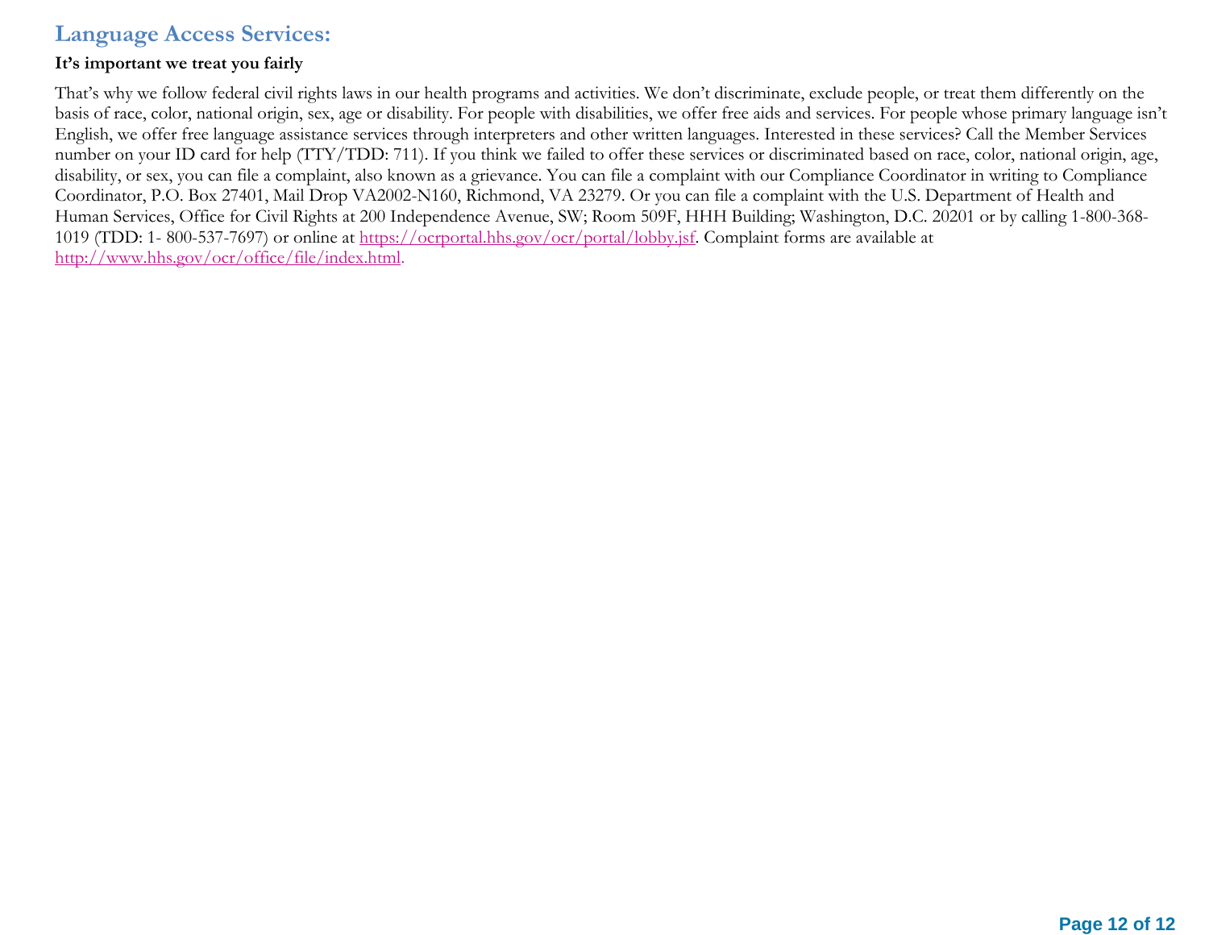## Language Access Services:

**It's important we treat you fairly**

That's why we follow federal civil rights laws in our health programs and activities. We don't discriminate, exclude people, or treat them differently on the basis of race, color, national origin, sex, age or disability. For people with disabilities, we offer free aids and services. For people whose primary language isn't English, we offer free language assistance services through interpreters and other written languages. Interested in these services? Call the Member Services number on your ID card for help (TTY/TDD: 711). If you think we failed to offer these services or discriminated based on race, color, national origin, age, disability, or sex, you can file a complaint, also known as a grievance. You can file a complaint with our Compliance Coordinator in writing to Compliance Coordinator, P.O. Box 27401, Mail Drop VA2002-N160, Richmond, VA 23279. Or you can file a complaint with the U.S. Department of Health and Human Services, Office for Civil Rights at 200 Independence Avenue, SW; Room 509F, HHH Building; Washington, D.C. 20201 or by calling 1-800-368-1019 (TDD: 1- 800-537-7697) or online at https://ocrportal.hhs.gov/ocr/portal/lobby.jsf. Complaint forms are available at http://www.hhs.gov/ocr/office/file/index.html.